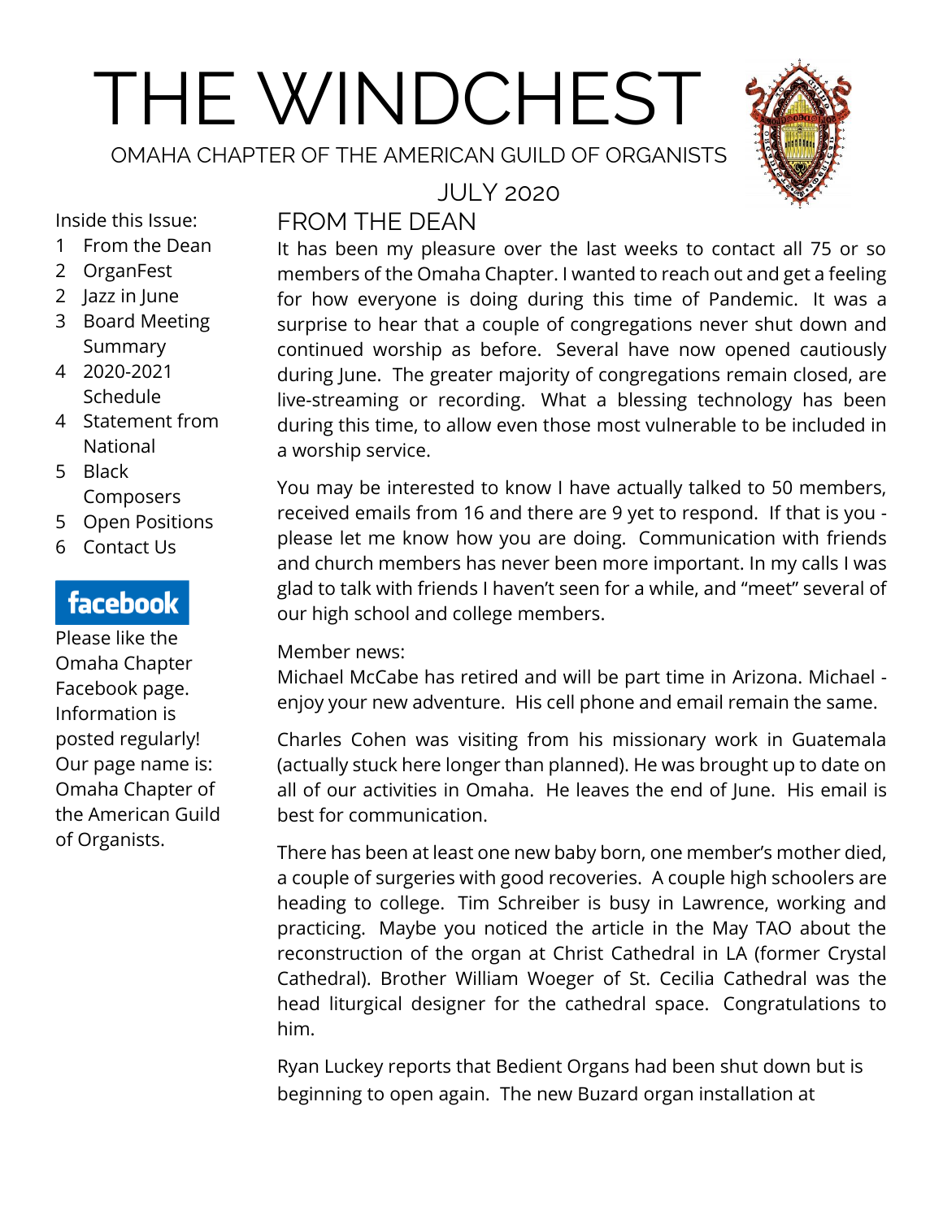# THE WINDCHEST

OMAHA CHAPTER OF THE AMERICAN GUILD OF ORGANISTS

JULY 2020

Inside this Issue:

1 From the Dean
2 OrganFest
2 Jazz in June
3 Board Meeting Summary
4 2020-2021 Schedule
4 Statement from National
5 Black Composers
5 Open Positions
6 Contact Us

**facebook**

Please like the Omaha Chapter Facebook page. Information is posted regularly! Our page name is: Omaha Chapter of the American Guild of Organists.

## FROM THE DEAN

It has been my pleasure over the last weeks to contact all 75 or so members of the Omaha Chapter. I wanted to reach out and get a feeling for how everyone is doing during this time of Pandemic. It was a surprise to hear that a couple of congregations never shut down and continued worship as before. Several have now opened cautiously during June. The greater majority of congregations remain closed, are live-streaming or recording. What a blessing technology has been during this time, to allow even those most vulnerable to be included in a worship service.

You may be interested to know I have actually talked to 50 members, received emails from 16 and there are 9 yet to respond. If that is you - please let me know how you are doing. Communication with friends and church members has never been more important. In my calls I was glad to talk with friends I haven't seen for a while, and "meet" several of our high school and college members.

Member news:
Michael McCabe has retired and will be part time in Arizona. Michael - enjoy your new adventure. His cell phone and email remain the same.

Charles Cohen was visiting from his missionary work in Guatemala (actually stuck here longer than planned). He was brought up to date on all of our activities in Omaha. He leaves the end of June. His email is best for communication.

There has been at least one new baby born, one member's mother died, a couple of surgeries with good recoveries. A couple high schoolers are heading to college. Tim Schreiber is busy in Lawrence, working and practicing. Maybe you noticed the article in the May TAO about the reconstruction of the organ at Christ Cathedral in LA (former Crystal Cathedral). Brother William Woeger of St. Cecilia Cathedral was the head liturgical designer for the cathedral space. Congratulations to him.

Ryan Luckey reports that Bedient Organs had been shut down but is beginning to open again. The new Buzard organ installation at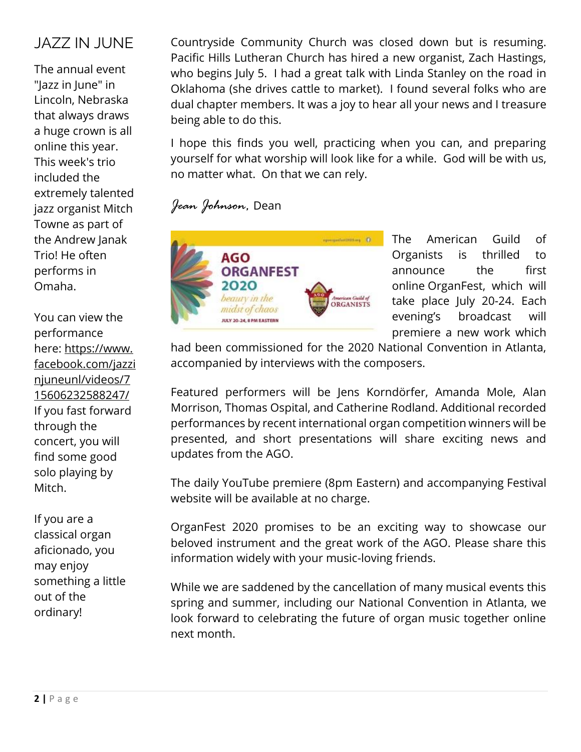## JAZZ IN JUNE

The annual event "Jazz in June" in Lincoln, Nebraska that always draws a huge crown is all online this year. This week's trio included the extremely talented jazz organist Mitch Towne as part of the Andrew Janak Trio! He often performs in Omaha.

You can view the performance here: https://www.facebook.com/jazzinjuneunl/videos/715606232588247/ If you fast forward through the concert, you will find some good solo playing by Mitch.

If you are a classical organ aficionado, you may enjoy something a little out of the ordinary!

Countryside Community Church was closed down but is resuming. Pacific Hills Lutheran Church has hired a new organist, Zach Hastings, who begins July 5. I had a great talk with Linda Stanley on the road in Oklahoma (she drives cattle to market). I found several folks who are dual chapter members. It was a joy to hear all your news and I treasure being able to do this.

I hope this finds you well, practicing when you can, and preparing yourself for what worship will look like for a while. God will be with us, no matter what. On that we can rely.

*Jean Johnson*, Dean

AGO ORGANFEST 2020 — *beauty in the midst of chaos* — JULY 20-24, 8 PM EASTERN — American Guild of ORGANISTS

The American Guild of Organists is thrilled to announce the first online OrganFest, which will take place July 20-24. Each evening's broadcast will premiere a new work which had been commissioned for the 2020 National Convention in Atlanta, accompanied by interviews with the composers.

Featured performers will be Jens Korndörfer, Amanda Mole, Alan Morrison, Thomas Ospital, and Catherine Rodland. Additional recorded performances by recent international organ competition winners will be presented, and short presentations will share exciting news and updates from the AGO.

The daily YouTube premiere (8pm Eastern) and accompanying Festival website will be available at no charge.

OrganFest 2020 promises to be an exciting way to showcase our beloved instrument and the great work of the AGO. Please share this information widely with your music-loving friends.

While we are saddened by the cancellation of many musical events this spring and summer, including our National Convention in Atlanta, we look forward to celebrating the future of organ music together online next month.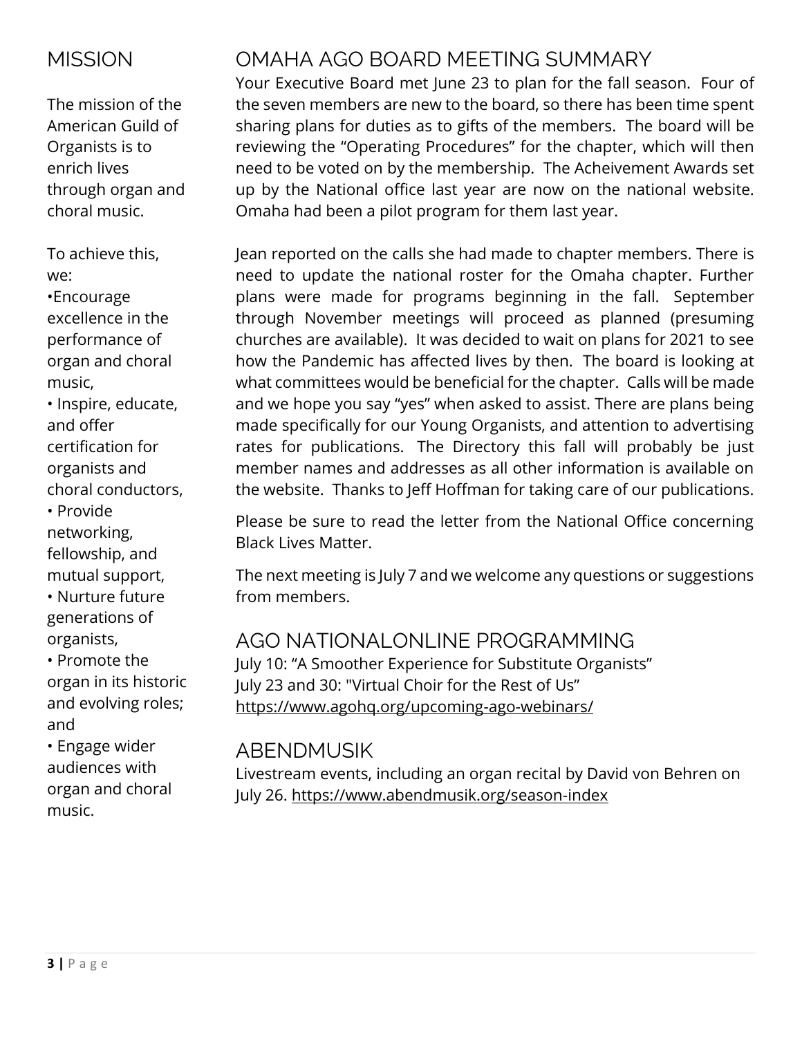## MISSION

The mission of the American Guild of Organists is to enrich lives through organ and choral music.

To achieve this, we:

- Encourage excellence in the performance of organ and choral music,
- Inspire, educate, and offer certification for organists and choral conductors,
- Provide networking, fellowship, and mutual support,
- Nurture future generations of organists,
- Promote the organ in its historic and evolving roles; and
- Engage wider audiences with organ and choral music.

## OMAHA AGO BOARD MEETING SUMMARY

Your Executive Board met June 23 to plan for the fall season. Four of the seven members are new to the board, so there has been time spent sharing plans for duties as to gifts of the members. The board will be reviewing the "Operating Procedures" for the chapter, which will then need to be voted on by the membership. The Acheivement Awards set up by the National office last year are now on the national website. Omaha had been a pilot program for them last year.

Jean reported on the calls she had made to chapter members. There is need to update the national roster for the Omaha chapter. Further plans were made for programs beginning in the fall. September through November meetings will proceed as planned (presuming churches are available). It was decided to wait on plans for 2021 to see how the Pandemic has affected lives by then. The board is looking at what committees would be beneficial for the chapter. Calls will be made and we hope you say "yes" when asked to assist. There are plans being made specifically for our Young Organists, and attention to advertising rates for publications. The Directory this fall will probably be just member names and addresses as all other information is available on the website. Thanks to Jeff Hoffman for taking care of our publications.

Please be sure to read the letter from the National Office concerning Black Lives Matter.

The next meeting is July 7 and we welcome any questions or suggestions from members.

## AGO NATIONALONLINE PROGRAMMING

July 10: "A Smoother Experience for Substitute Organists"
July 23 and 30: "Virtual Choir for the Rest of Us"
https://www.agohq.org/upcoming-ago-webinars/

## ABENDMUSIK

Livestream events, including an organ recital by David von Behren on July 26. https://www.abendmusik.org/season-index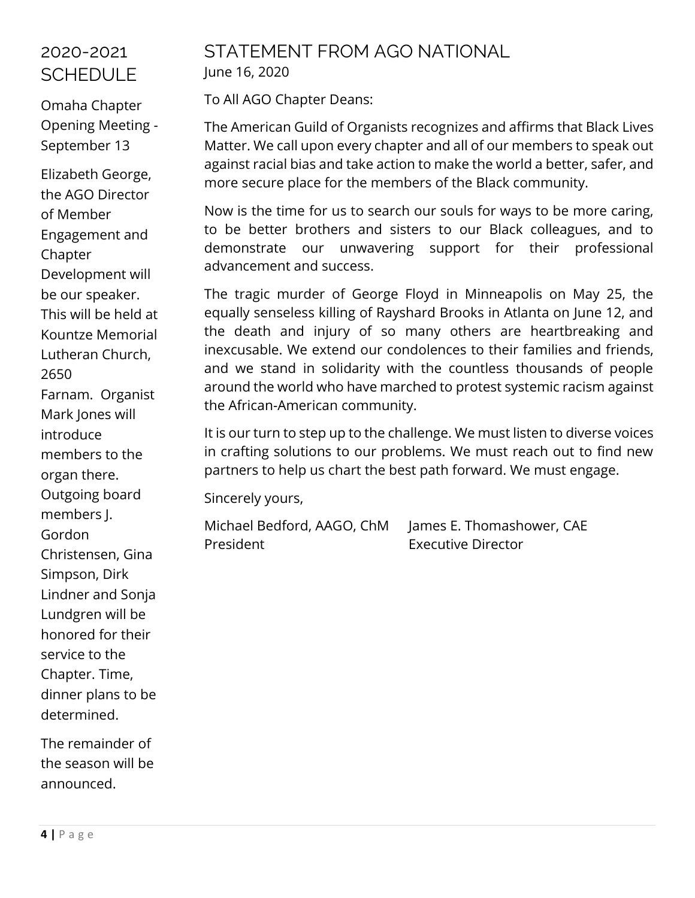## 2020-2021 SCHEDULE

Omaha Chapter Opening Meeting - September 13

Elizabeth George, the AGO Director of Member Engagement and Chapter Development will be our speaker. This will be held at Kountze Memorial Lutheran Church, 2650 Farnam. Organist Mark Jones will introduce members to the organ there. Outgoing board members J. Gordon Christensen, Gina Simpson, Dirk Lindner and Sonja Lundgren will be honored for their service to the Chapter. Time, dinner plans to be determined.

The remainder of the season will be announced.

## STATEMENT FROM AGO NATIONAL

June 16, 2020

To All AGO Chapter Deans:

The American Guild of Organists recognizes and affirms that Black Lives Matter. We call upon every chapter and all of our members to speak out against racial bias and take action to make the world a better, safer, and more secure place for the members of the Black community.

Now is the time for us to search our souls for ways to be more caring, to be better brothers and sisters to our Black colleagues, and to demonstrate our unwavering support for their professional advancement and success.

The tragic murder of George Floyd in Minneapolis on May 25, the equally senseless killing of Rayshard Brooks in Atlanta on June 12, and the death and injury of so many others are heartbreaking and inexcusable. We extend our condolences to their families and friends, and we stand in solidarity with the countless thousands of people around the world who have marched to protest systemic racism against the African-American community.

It is our turn to step up to the challenge. We must listen to diverse voices in crafting solutions to our problems. We must reach out to find new partners to help us chart the best path forward. We must engage.

Sincerely yours,

Michael Bedford, AAGO, ChM
President

James E. Thomashower, CAE
Executive Director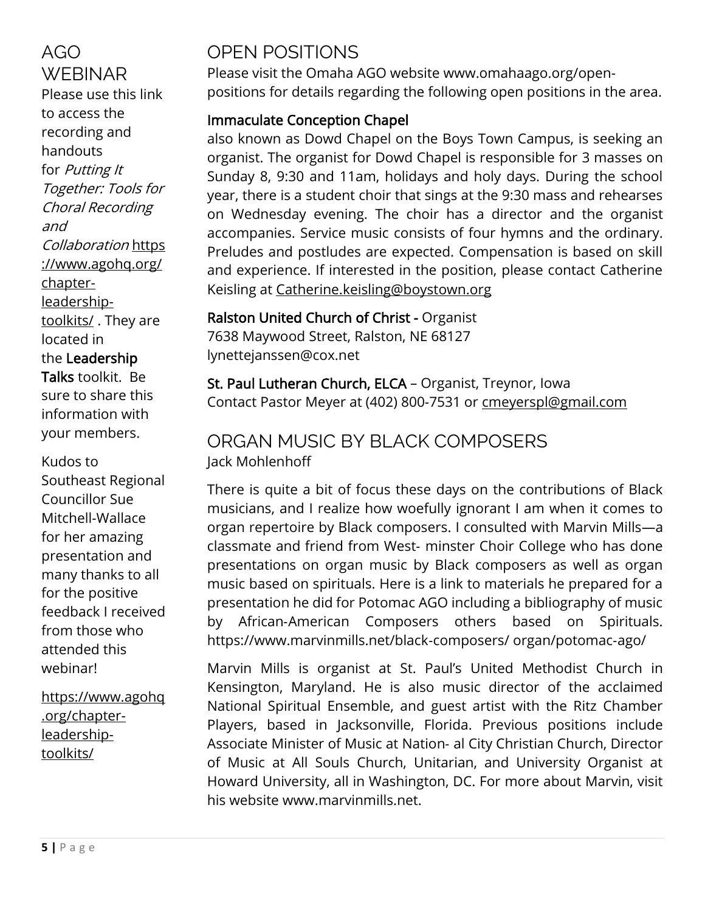## AGO WEBINAR

Please use this link to access the recording and handouts for *Putting It Together: Tools for Choral Recording and Collaboration* https://www.agohq.org/chapter-leadership-toolkits/ . They are located in the **Leadership Talks** toolkit. Be sure to share this information with your members.

Kudos to Southeast Regional Councillor Sue Mitchell-Wallace for her amazing presentation and many thanks to all for the positive feedback I received from those who attended this webinar!

https://www.agohq.org/chapter-leadership-toolkits/

## OPEN POSITIONS

Please visit the Omaha AGO website www.omahaago.org/open-positions for details regarding the following open positions in the area.

**Immaculate Conception Chapel**

also known as Dowd Chapel on the Boys Town Campus, is seeking an organist. The organist for Dowd Chapel is responsible for 3 masses on Sunday 8, 9:30 and 11am, holidays and holy days. During the school year, there is a student choir that sings at the 9:30 mass and rehearses on Wednesday evening. The choir has a director and the organist accompanies. Service music consists of four hymns and the ordinary. Preludes and postludes are expected. Compensation is based on skill and experience. If interested in the position, please contact Catherine Keisling at Catherine.keisling@boystown.org

**Ralston United Church of Christ -** Organist
7638 Maywood Street, Ralston, NE 68127
lynettejanssen@cox.net

**St. Paul Lutheran Church, ELCA** – Organist, Treynor, Iowa
Contact Pastor Meyer at (402) 800-7531 or cmeyerspl@gmail.com

## ORGAN MUSIC BY BLACK COMPOSERS

Jack Mohlenhoff

There is quite a bit of focus these days on the contributions of Black musicians, and I realize how woefully ignorant I am when it comes to organ repertoire by Black composers. I consulted with Marvin Mills—a classmate and friend from West- minster Choir College who has done presentations on organ music by Black composers as well as organ music based on spirituals. Here is a link to materials he prepared for a presentation he did for Potomac AGO including a bibliography of music by African-American Composers others based on Spirituals. https://www.marvinmills.net/black-composers/ organ/potomac-ago/

Marvin Mills is organist at St. Paul's United Methodist Church in Kensington, Maryland. He is also music director of the acclaimed National Spiritual Ensemble, and guest artist with the Ritz Chamber Players, based in Jacksonville, Florida. Previous positions include Associate Minister of Music at Nation- al City Christian Church, Director of Music at All Souls Church, Unitarian, and University Organist at Howard University, all in Washington, DC. For more about Marvin, visit his website www.marvinmills.net.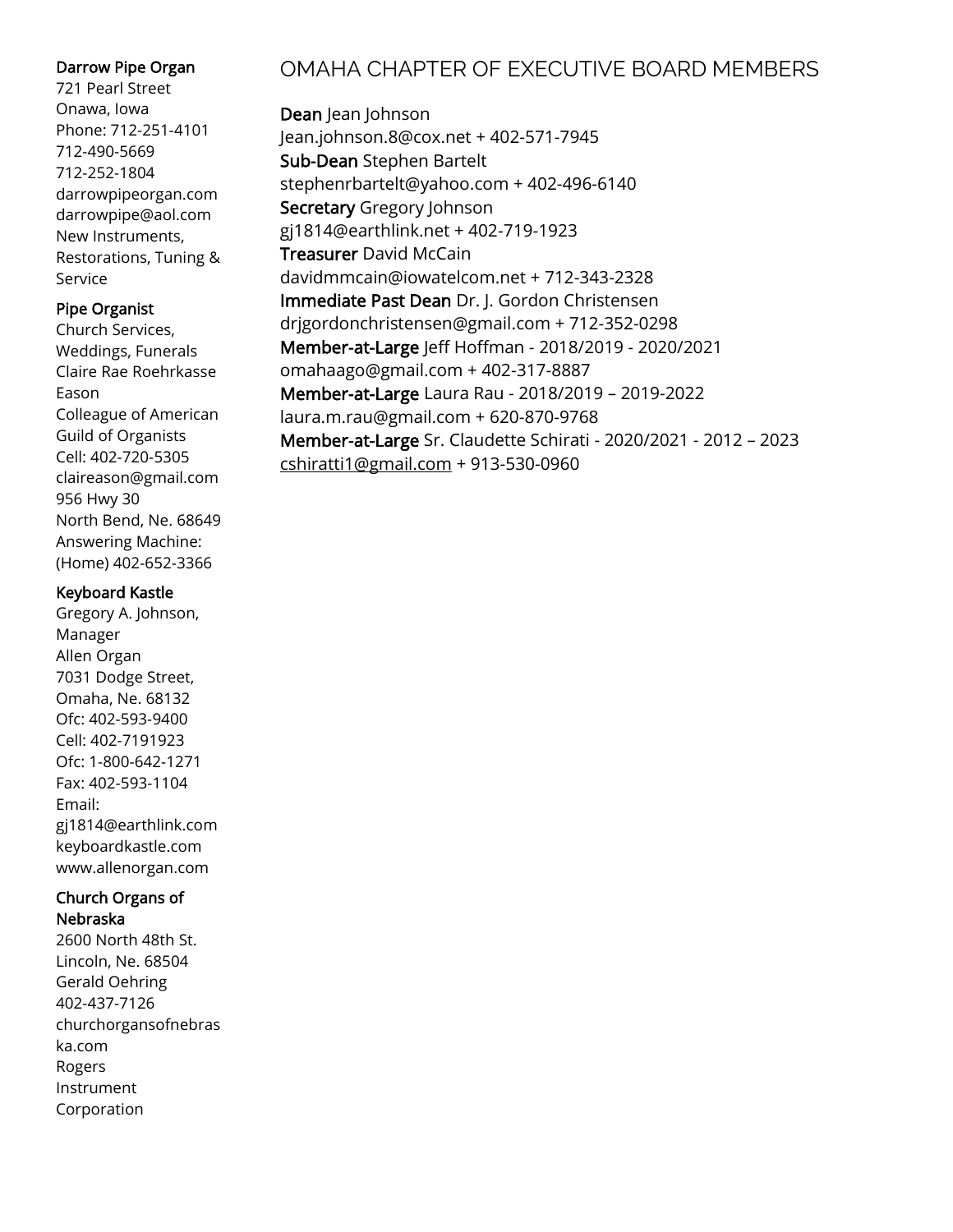**Darrow Pipe Organ**
721 Pearl Street
Onawa, Iowa
Phone: 712-251-4101
712-490-5669
712-252-1804
darrowpipeorgan.com
darrowpipe@aol.com
New Instruments, Restorations, Tuning & Service

**Pipe Organist**
Church Services, Weddings, Funerals
Claire Rae Roehrkasse Eason
Colleague of American Guild of Organists
Cell: 402-720-5305
claireason@gmail.com
956 Hwy 30
North Bend, Ne. 68649
Answering Machine: (Home) 402-652-3366

**Keyboard Kastle**
Gregory A. Johnson, Manager
Allen Organ
7031 Dodge Street, Omaha, Ne. 68132
Ofc: 402-593-9400
Cell: 402-7191923
Ofc: 1-800-642-1271
Fax: 402-593-1104
Email: gj1814@earthlink.com
keyboardkastle.com
www.allenorgan.com

**Church Organs of Nebraska**
2600 North 48th St.
Lincoln, Ne. 68504
Gerald Oehring
402-437-7126
churchorgansofnebraska.com
Rogers Instrument Corporation

# OMAHA CHAPTER OF EXECUTIVE BOARD MEMBERS

**Dean** Jean Johnson
Jean.johnson.8@cox.net + 402-571-7945
**Sub-Dean** Stephen Bartelt
stephenrbartelt@yahoo.com + 402-496-6140
**Secretary** Gregory Johnson
gj1814@earthlink.net + 402-719-1923
**Treasurer** David McCain
davidmmcain@iowatelcom.net + 712-343-2328
**Immediate Past Dean** Dr. J. Gordon Christensen
drjgordonchristensen@gmail.com + 712-352-0298
**Member-at-Large** Jeff Hoffman - 2018/2019 - 2020/2021
omahaago@gmail.com + 402-317-8887
**Member-at-Large** Laura Rau - 2018/2019 – 2019-2022
laura.m.rau@gmail.com + 620-870-9768
**Member-at-Large** Sr. Claudette Schirati - 2020/2021 - 2012 – 2023
cshiratti1@gmail.com + 913-530-0960